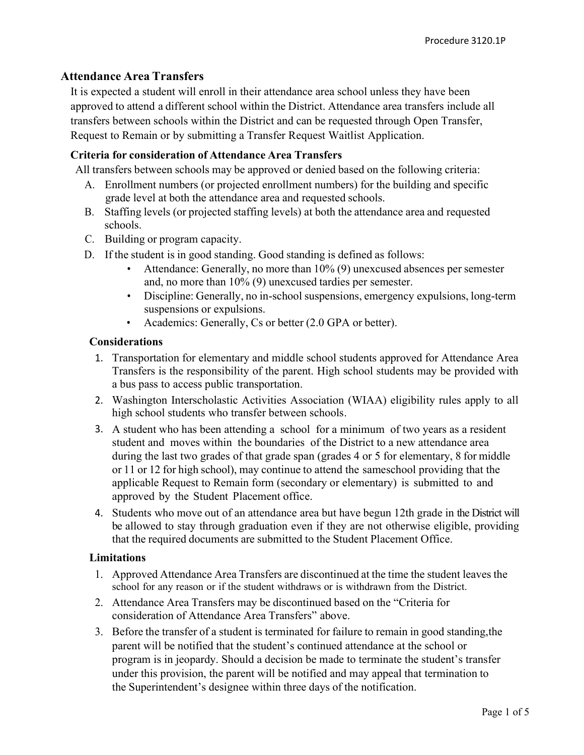## Attendance Area Transfers

It is expected a student will enroll in their attendance area school unless they have been approved to attend a different school within the District. Attendance area transfers include all transfers between schools within the District and can be requested through Open Transfer, Request to Remain or by submitting a Transfer Request Waitlist Application.

### Criteria for consideration of Attendance Area Transfers

All transfers between schools may be approved or denied based on the following criteria:

A. Enrollment numbers (or projected enrollment numbers) for the building and specific grade level at both the attendance area and requested schools.
B. Staffing levels (or projected staffing levels) at both the attendance area and requested schools.
C. Building or program capacity.
D. If the student is in good standing. Good standing is defined as follows:
   - Attendance: Generally, no more than 10% (9) unexcused absences per semester and, no more than 10% (9) unexcused tardies per semester.
   - Discipline: Generally, no in-school suspensions, emergency expulsions, long-term suspensions or expulsions.
   - Academics: Generally, Cs or better (2.0 GPA or better).

### Considerations

1. Transportation for elementary and middle school students approved for Attendance Area Transfers is the responsibility of the parent. High school students may be provided with a bus pass to access public transportation.
2. Washington Interscholastic Activities Association (WIAA) eligibility rules apply to all high school students who transfer between schools.
3. A student who has been attending a school for a minimum of two years as a resident student and moves within the boundaries of the District to a new attendance area during the last two grades of that grade span (grades 4 or 5 for elementary, 8 for middle or 11 or 12 for high school), may continue to attend the sameschool providing that the applicable Request to Remain form (secondary or elementary) is submitted to and approved by the Student Placement office.
4. Students who move out of an attendance area but have begun 12th grade in the District will be allowed to stay through graduation even if they are not otherwise eligible, providing that the required documents are submitted to the Student Placement Office.

### Limitations

1. Approved Attendance Area Transfers are discontinued at the time the student leaves the school for any reason or if the student withdraws or is withdrawn from the District.
2. Attendance Area Transfers may be discontinued based on the "Criteria for consideration of Attendance Area Transfers" above.
3. Before the transfer of a student is terminated for failure to remain in good standing,the parent will be notified that the student's continued attendance at the school or program is in jeopardy. Should a decision be made to terminate the student's transfer under this provision, the parent will be notified and may appeal that termination to the Superintendent's designee within three days of the notification.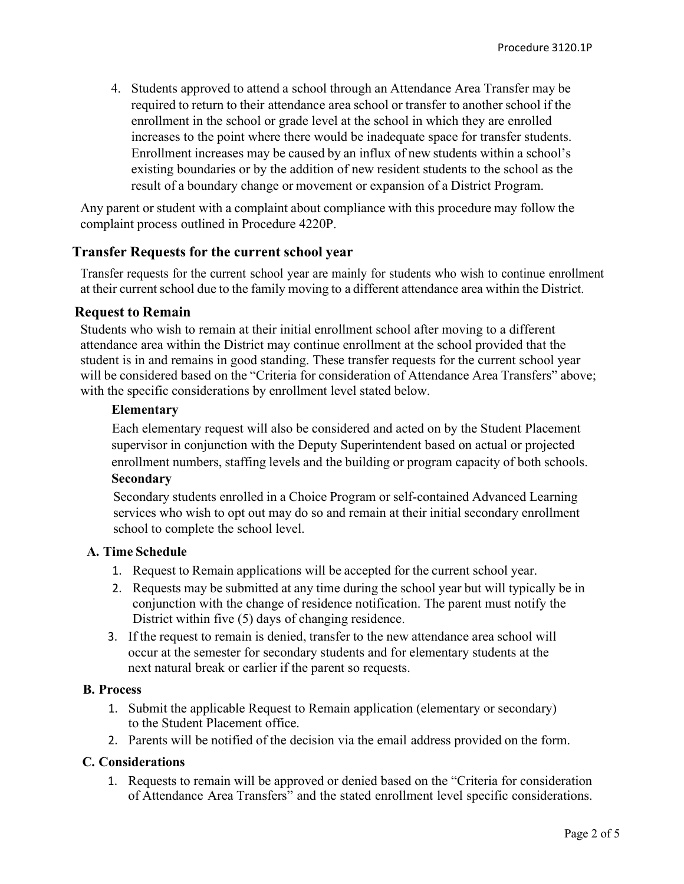4. Students approved to attend a school through an Attendance Area Transfer may be required to return to their attendance area school or transfer to another school if the enrollment in the school or grade level at the school in which they are enrolled increases to the point where there would be inadequate space for transfer students. Enrollment increases may be caused by an influx of new students within a school's existing boundaries or by the addition of new resident students to the school as the result of a boundary change or movement or expansion of a District Program.

Any parent or student with a complaint about compliance with this procedure may follow the complaint process outlined in Procedure 4220P.

## Transfer Requests for the current school year

Transfer requests for the current school year are mainly for students who wish to continue enrollment at their current school due to the family moving to a different attendance area within the District.

## Request to Remain

Students who wish to remain at their initial enrollment school after moving to a different attendance area within the District may continue enrollment at the school provided that the student is in and remains in good standing. These transfer requests for the current school year will be considered based on the "Criteria for consideration of Attendance Area Transfers" above; with the specific considerations by enrollment level stated below.

### Elementary

Each elementary request will also be considered and acted on by the Student Placement supervisor in conjunction with the Deputy Superintendent based on actual or projected enrollment numbers, staffing levels and the building or program capacity of both schools.

### Secondary

Secondary students enrolled in a Choice Program or self-contained Advanced Learning services who wish to opt out may do so and remain at their initial secondary enrollment school to complete the school level.

### A. Time Schedule

1. Request to Remain applications will be accepted for the current school year.
2. Requests may be submitted at any time during the school year but will typically be in conjunction with the change of residence notification. The parent must notify the District within five (5) days of changing residence.
3. If the request to remain is denied, transfer to the new attendance area school will occur at the semester for secondary students and for elementary students at the next natural break or earlier if the parent so requests.

### B. Process

1. Submit the applicable Request to Remain application (elementary or secondary) to the Student Placement office.
2. Parents will be notified of the decision via the email address provided on the form.

### C. Considerations

1. Requests to remain will be approved or denied based on the "Criteria for consideration of Attendance Area Transfers" and the stated enrollment level specific considerations.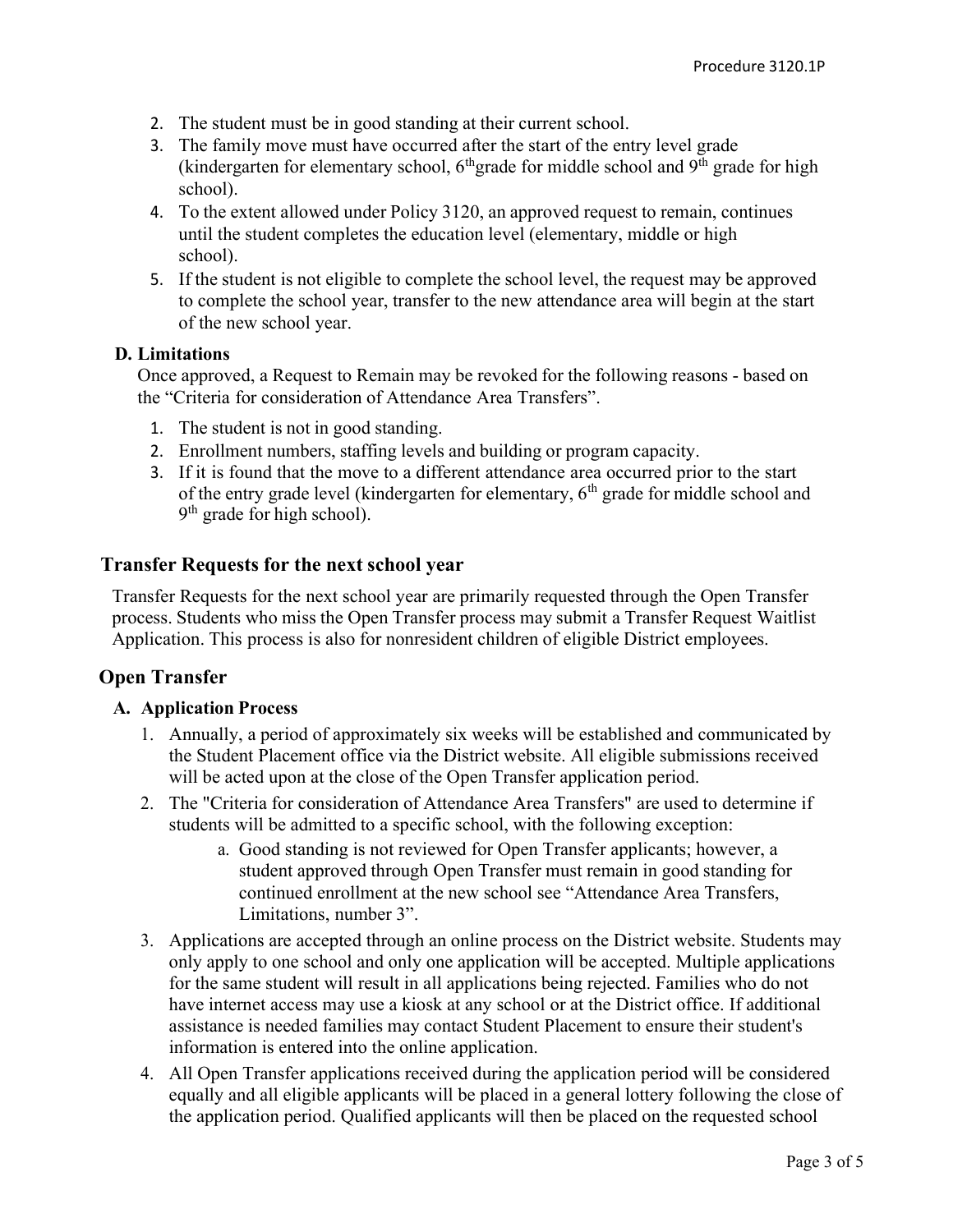2. The student must be in good standing at their current school.
3. The family move must have occurred after the start of the entry level grade (kindergarten for elementary school, 6th grade for middle school and 9th grade for high school).
4. To the extent allowed under Policy 3120, an approved request to remain, continues until the student completes the education level (elementary, middle or high school).
5. If the student is not eligible to complete the school level, the request may be approved to complete the school year, transfer to the new attendance area will begin at the start of the new school year.

**D. Limitations**

Once approved, a Request to Remain may be revoked for the following reasons - based on the "Criteria for consideration of Attendance Area Transfers".

1. The student is not in good standing.
2. Enrollment numbers, staffing levels and building or program capacity.
3. If it is found that the move to a different attendance area occurred prior to the start of the entry grade level (kindergarten for elementary, 6th grade for middle school and 9th grade for high school).

## Transfer Requests for the next school year

Transfer Requests for the next school year are primarily requested through the Open Transfer process. Students who miss the Open Transfer process may submit a Transfer Request Waitlist Application. This process is also for nonresident children of eligible District employees.

## Open Transfer

**A. Application Process**

1. Annually, a period of approximately six weeks will be established and communicated by the Student Placement office via the District website. All eligible submissions received will be acted upon at the close of the Open Transfer application period.
2. The "Criteria for consideration of Attendance Area Transfers" are used to determine if students will be admitted to a specific school, with the following exception:
   a. Good standing is not reviewed for Open Transfer applicants; however, a student approved through Open Transfer must remain in good standing for continued enrollment at the new school see "Attendance Area Transfers, Limitations, number 3".
3. Applications are accepted through an online process on the District website. Students may only apply to one school and only one application will be accepted. Multiple applications for the same student will result in all applications being rejected. Families who do not have internet access may use a kiosk at any school or at the District office. If additional assistance is needed families may contact Student Placement to ensure their student's information is entered into the online application.
4. All Open Transfer applications received during the application period will be considered equally and all eligible applicants will be placed in a general lottery following the close of the application period. Qualified applicants will then be placed on the requested school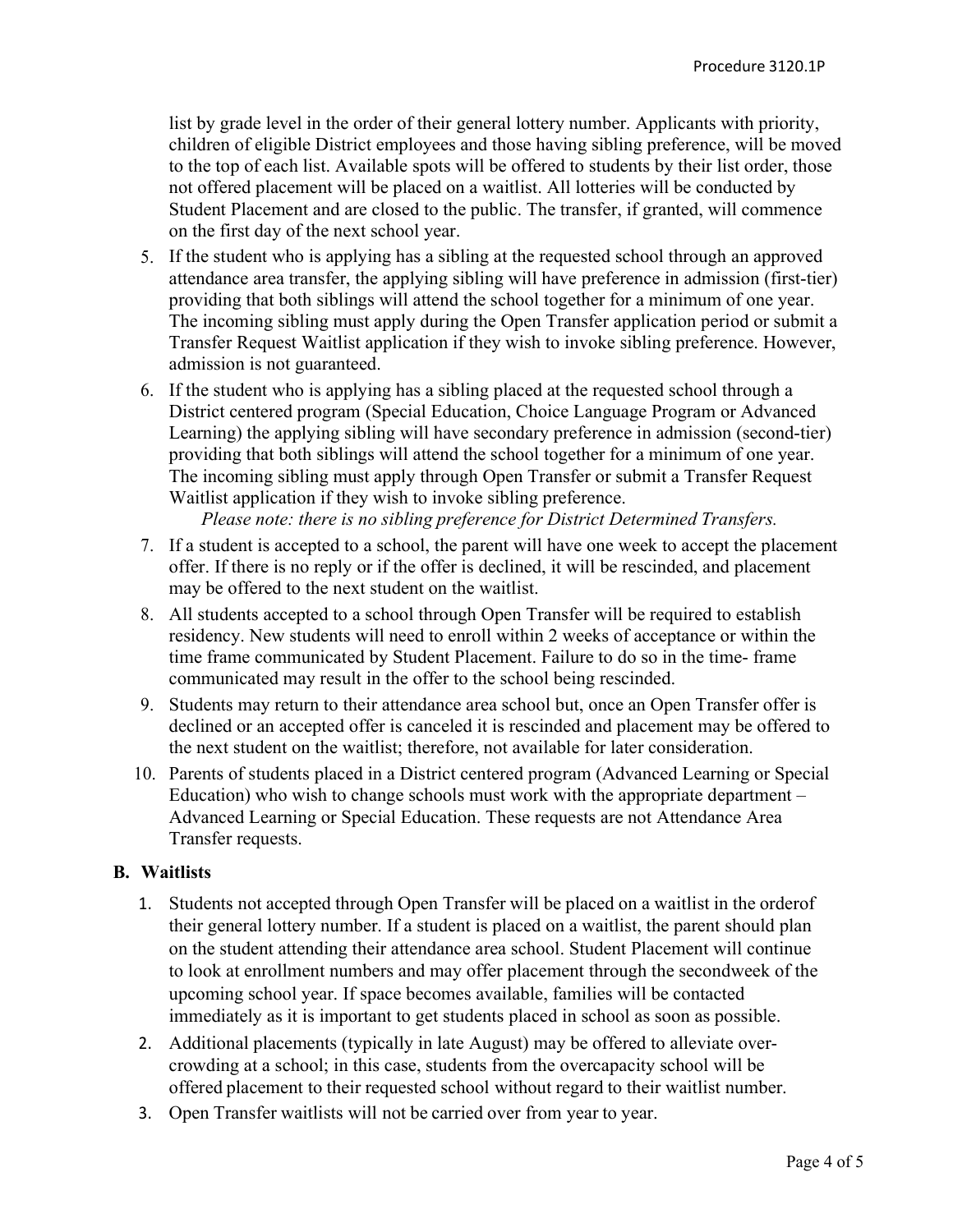list by grade level in the order of their general lottery number. Applicants with priority, children of eligible District employees and those having sibling preference, will be moved to the top of each list. Available spots will be offered to students by their list order, those not offered placement will be placed on a waitlist. All lotteries will be conducted by Student Placement and are closed to the public. The transfer, if granted, will commence on the first day of the next school year.

5. If the student who is applying has a sibling at the requested school through an approved attendance area transfer, the applying sibling will have preference in admission (first-tier) providing that both siblings will attend the school together for a minimum of one year. The incoming sibling must apply during the Open Transfer application period or submit a Transfer Request Waitlist application if they wish to invoke sibling preference. However, admission is not guaranteed.
6. If the student who is applying has a sibling placed at the requested school through a District centered program (Special Education, Choice Language Program or Advanced Learning) the applying sibling will have secondary preference in admission (second-tier) providing that both siblings will attend the school together for a minimum of one year. The incoming sibling must apply through Open Transfer or submit a Transfer Request Waitlist application if they wish to invoke sibling preference.
   *Please note: there is no sibling preference for District Determined Transfers.*
7. If a student is accepted to a school, the parent will have one week to accept the placement offer. If there is no reply or if the offer is declined, it will be rescinded, and placement may be offered to the next student on the waitlist.
8. All students accepted to a school through Open Transfer will be required to establish residency. New students will need to enroll within 2 weeks of acceptance or within the time frame communicated by Student Placement. Failure to do so in the time- frame communicated may result in the offer to the school being rescinded.
9. Students may return to their attendance area school but, once an Open Transfer offer is declined or an accepted offer is canceled it is rescinded and placement may be offered to the next student on the waitlist; therefore, not available for later consideration.
10. Parents of students placed in a District centered program (Advanced Learning or Special Education) who wish to change schools must work with the appropriate department – Advanced Learning or Special Education. These requests are not Attendance Area Transfer requests.

## B. Waitlists

1. Students not accepted through Open Transfer will be placed on a waitlist in the orderof their general lottery number. If a student is placed on a waitlist, the parent should plan on the student attending their attendance area school. Student Placement will continue to look at enrollment numbers and may offer placement through the secondweek of the upcoming school year. If space becomes available, families will be contacted immediately as it is important to get students placed in school as soon as possible.
2. Additional placements (typically in late August) may be offered to alleviate over-crowding at a school; in this case, students from the overcapacity school will be offered placement to their requested school without regard to their waitlist number.
3. Open Transfer waitlists will not be carried over from year to year.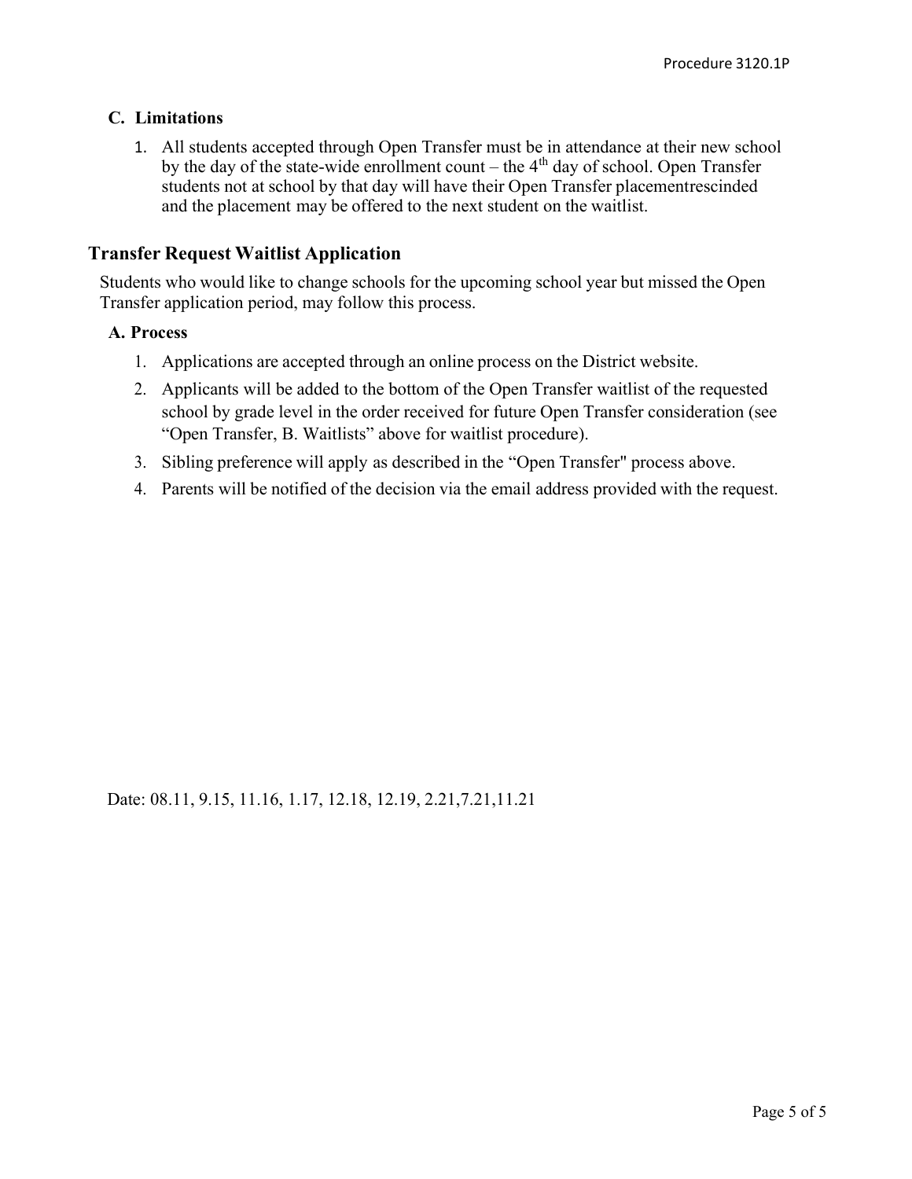### C. Limitations

1. All students accepted through Open Transfer must be in attendance at their new school by the day of the state-wide enrollment count – the 4th day of school. Open Transfer students not at school by that day will have their Open Transfer placementrescinded and the placement may be offered to the next student on the waitlist.

## Transfer Request Waitlist Application

Students who would like to change schools for the upcoming school year but missed the Open Transfer application period, may follow this process.

### A. Process

1. Applications are accepted through an online process on the District website.
2. Applicants will be added to the bottom of the Open Transfer waitlist of the requested school by grade level in the order received for future Open Transfer consideration (see "Open Transfer, B. Waitlists" above for waitlist procedure).
3. Sibling preference will apply as described in the "Open Transfer" process above.
4. Parents will be notified of the decision via the email address provided with the request.

Date: 08.11, 9.15, 11.16, 1.17, 12.18, 12.19, 2.21,7.21,11.21